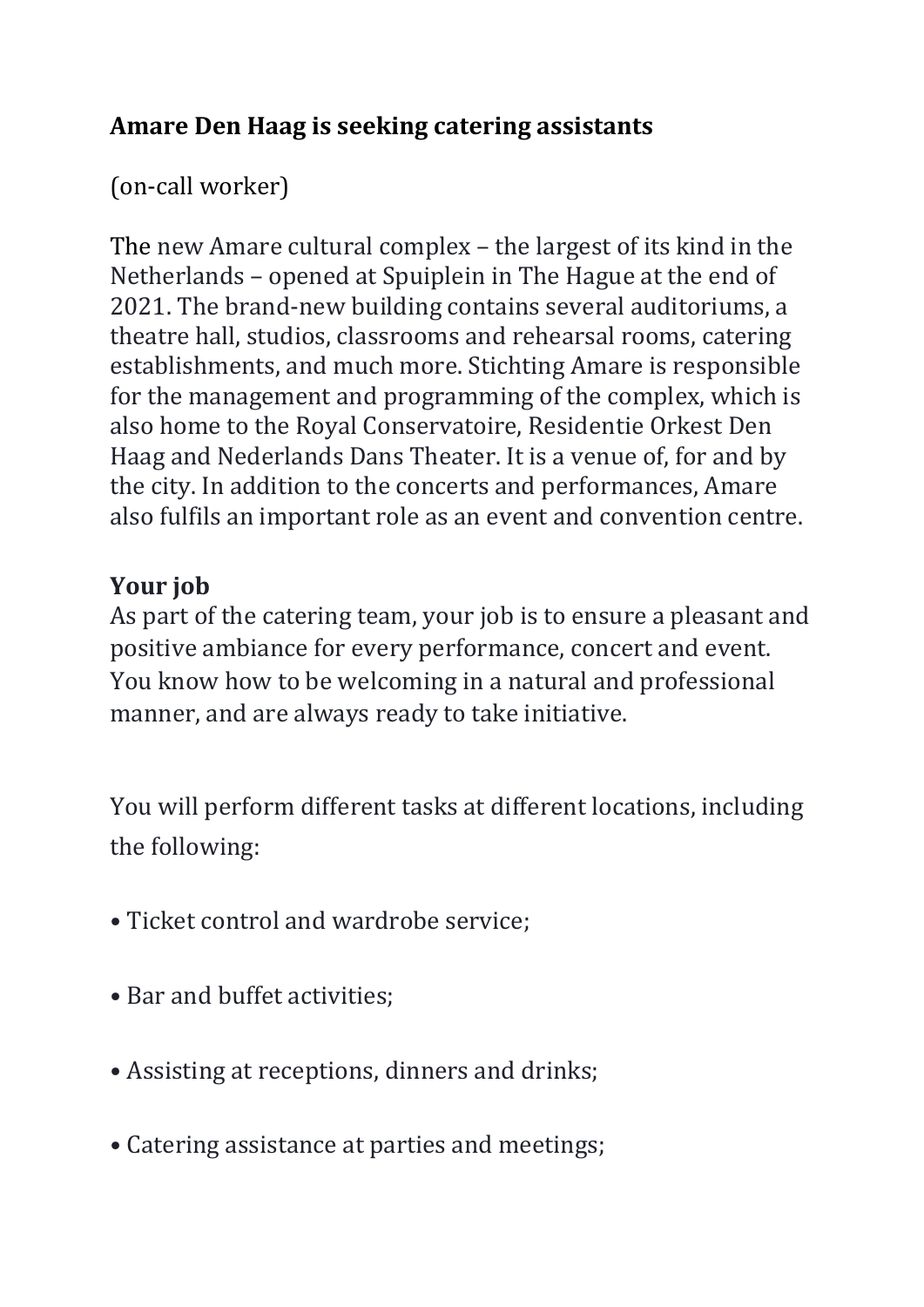**Amare Den Haag is seeking catering assistants**

(on-call worker)

The new Amare cultural complex – the largest of its kind in the Netherlands – opened at Spuiplein in The Hague at the end of 2021. The brand-new building contains several auditoriums, a theatre hall, studios, classrooms and rehearsal rooms, catering establishments, and much more. Stichting Amare is responsible for the management and programming of the complex, which is also home to the Royal Conservatoire, Residentie Orkest Den Haag and Nederlands Dans Theater. It is a venue of, for and by the city. In addition to the concerts and performances, Amare also fulfils an important role as an event and convention centre.

**Your job**

As part of the catering team, your job is to ensure a pleasant and positive ambiance for every performance, concert and event. You know how to be welcoming in a natural and professional manner, and are always ready to take initiative.

You will perform different tasks at different locations, including the following:

- Ticket control and wardrobe service;
- Bar and buffet activities;
- Assisting at receptions, dinners and drinks;
- Catering assistance at parties and meetings;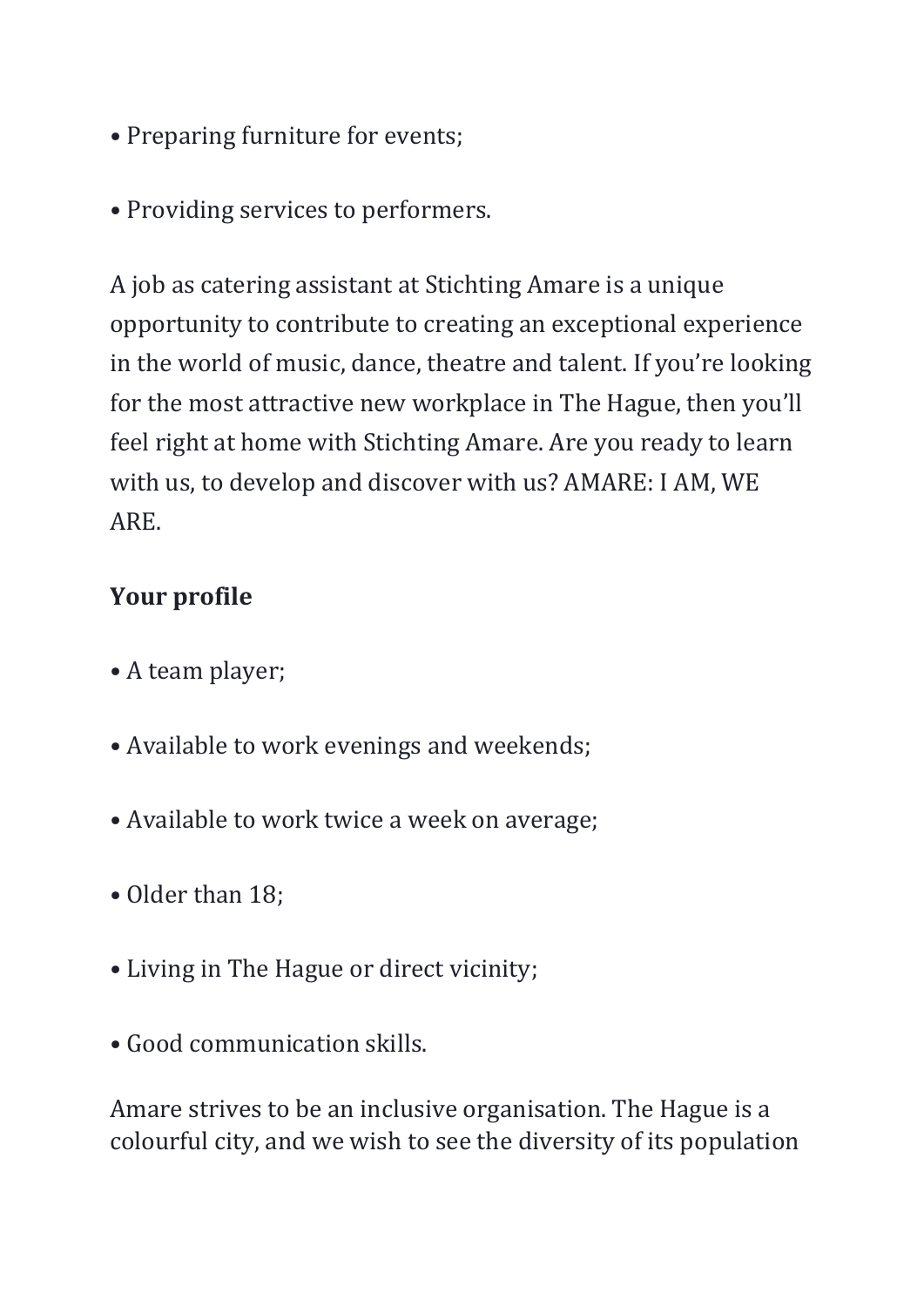- Preparing furniture for events;
- Providing services to performers.

A job as catering assistant at Stichting Amare is a unique opportunity to contribute to creating an exceptional experience in the world of music, dance, theatre and talent. If you're looking for the most attractive new workplace in The Hague, then you'll feel right at home with Stichting Amare. Are you ready to learn with us, to develop and discover with us? AMARE: I AM, WE ARE.

**Your profile**

- A team player;
- Available to work evenings and weekends;
- Available to work twice a week on average;
- Older than 18;
- Living in The Hague or direct vicinity;
- Good communication skills.

Amare strives to be an inclusive organisation. The Hague is a colourful city, and we wish to see the diversity of its population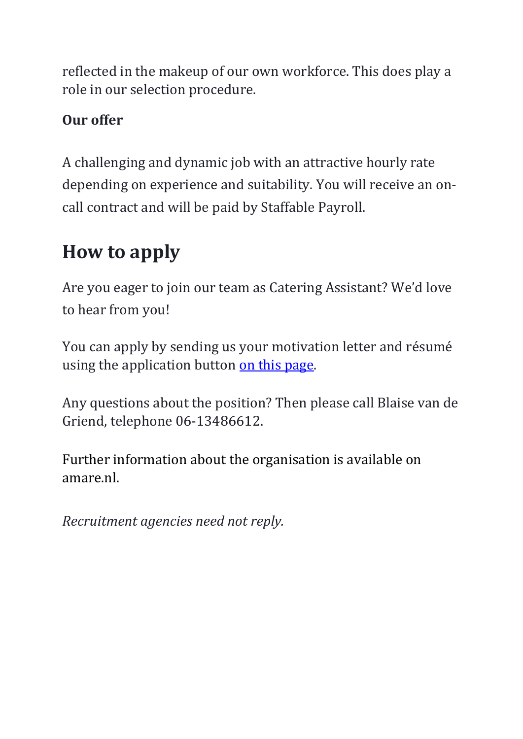reflected in the makeup of our own workforce. This does play a role in our selection procedure.

**Our offer**

A challenging and dynamic job with an attractive hourly rate depending on experience and suitability. You will receive an on-call contract and will be paid by Staffable Payroll.

## How to apply

Are you eager to join our team as Catering Assistant? We'd love to hear from you!

You can apply by sending us your motivation letter and résumé using the application button on this page.

Any questions about the position? Then please call Blaise van de Griend, telephone 06-13486612.

Further information about the organisation is available on amare.nl.

*Recruitment agencies need not reply.*